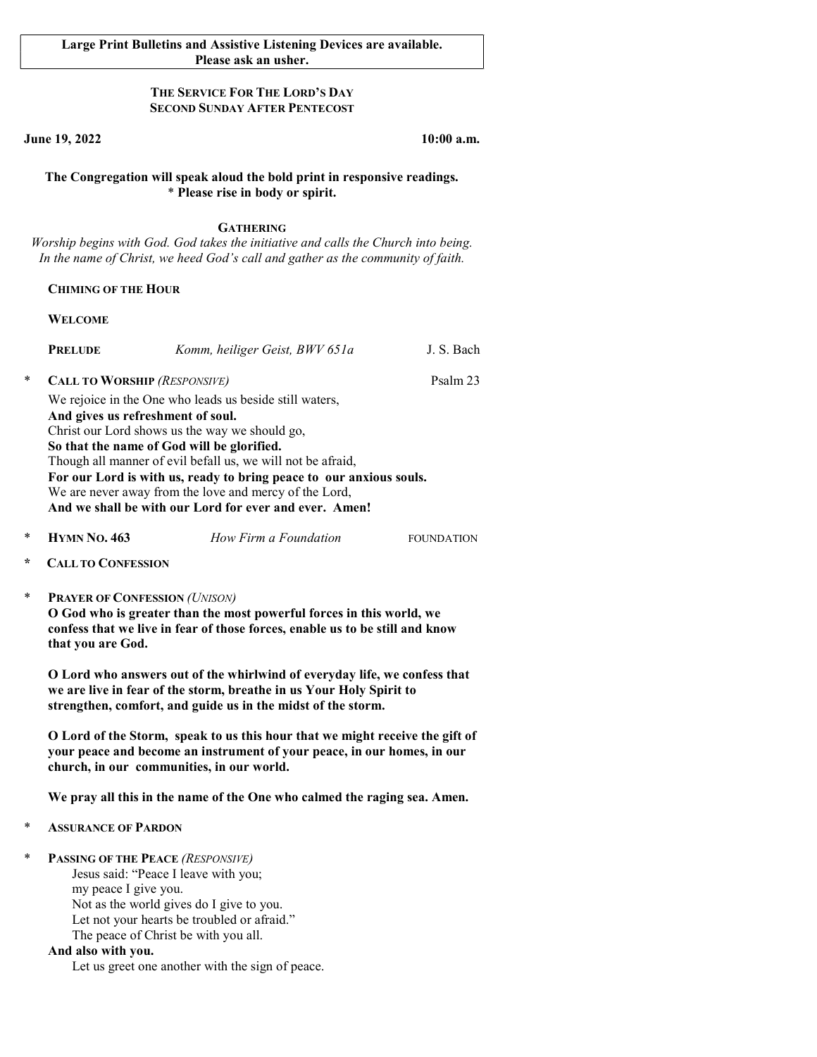**Large Print Bulletins and Assistive Listening Devices are available. Please ask an usher.**

# THE SERVICE FOR THE LORD'S DAY
## SECOND SUNDAY AFTER PENTECOST

**June 19, 2022** **10:00 a.m.**

**The Congregation will speak aloud the bold print in responsive readings.**
**\* Please rise in body or spirit.**

## GATHERING

*Worship begins with God. God takes the initiative and calls the Church into being. In the name of Christ, we heed God's call and gather as the community of faith.*

**CHIMING OF THE HOUR**

**WELCOME**

**PRELUDE** *Komm, heiliger Geist, BWV 651a* J. S. Bach

\* **CALL TO WORSHIP** *(RESPONSIVE)* Psalm 23

We rejoice in the One who leads us beside still waters,
**And gives us refreshment of soul.**
Christ our Lord shows us the way we should go,
**So that the name of God will be glorified.**
Though all manner of evil befall us, we will not be afraid,
**For our Lord is with us, ready to bring peace to our anxious souls.**
We are never away from the love and mercy of the Lord,
**And we shall be with our Lord for ever and ever. Amen!**

\* **HYMN NO. 463** *How Firm a Foundation* FOUNDATION

\* **CALL TO CONFESSION**

\* **PRAYER OF CONFESSION** *(UNISON)*

**O God who is greater than the most powerful forces in this world, we confess that we live in fear of those forces, enable us to be still and know that you are God.**

**O Lord who answers out of the whirlwind of everyday life, we confess that we are live in fear of the storm, breathe in us Your Holy Spirit to strengthen, comfort, and guide us in the midst of the storm.**

**O Lord of the Storm, speak to us this hour that we might receive the gift of your peace and become an instrument of your peace, in our homes, in our church, in our communities, in our world.**

**We pray all this in the name of the One who calmed the raging sea. Amen.**

\* **ASSURANCE OF PARDON**

\* **PASSING OF THE PEACE** *(RESPONSIVE)*

Jesus said: "Peace I leave with you;
my peace I give you.
Not as the world gives do I give to you.
Let not your hearts be troubled or afraid."
The peace of Christ be with you all.

**And also with you.**

Let us greet one another with the sign of peace.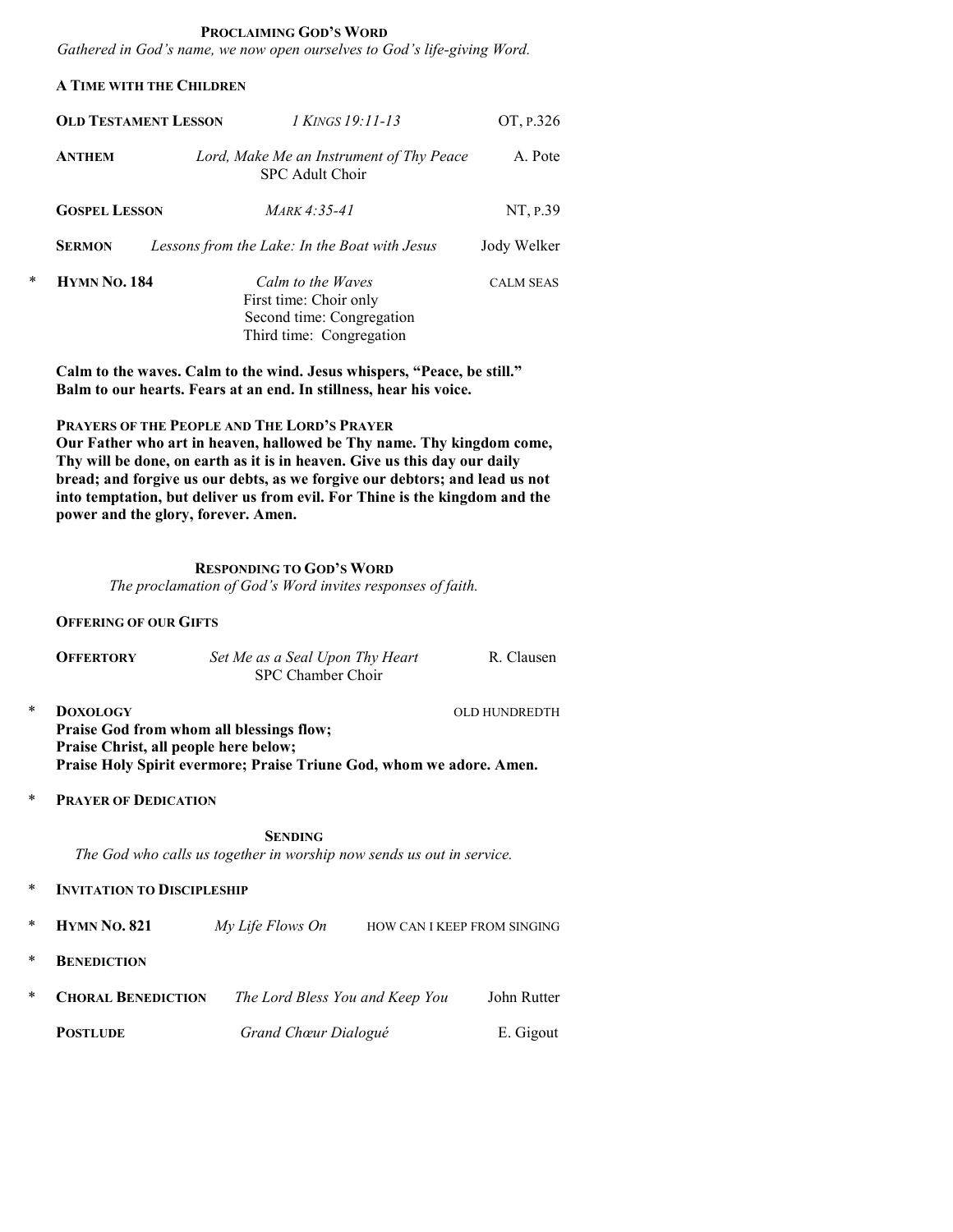## PROCLAIMING GOD'S WORD

*Gathered in God's name, we now open ourselves to God's life-giving Word.*

**A TIME WITH THE CHILDREN**

**OLD TESTAMENT LESSON** *1 KINGS 19:11-13* OT, P.326

**ANTHEM** *Lord, Make Me an Instrument of Thy Peace* A. Pote
SPC Adult Choir

**GOSPEL LESSON** *MARK 4:35-41* NT, P.39

**SERMON** *Lessons from the Lake: In the Boat with Jesus* Jody Welker

\* **HYMN NO. 184** *Calm to the Waves* CALM SEAS
First time: Choir only
Second time: Congregation
Third time: Congregation

**Calm to the waves. Calm to the wind. Jesus whispers, "Peace, be still." Balm to our hearts. Fears at an end. In stillness, hear his voice.**

**PRAYERS OF THE PEOPLE AND THE LORD'S PRAYER**
**Our Father who art in heaven, hallowed be Thy name. Thy kingdom come, Thy will be done, on earth as it is in heaven. Give us this day our daily bread; and forgive us our debts, as we forgive our debtors; and lead us not into temptation, but deliver us from evil. For Thine is the kingdom and the power and the glory, forever. Amen.**

## RESPONDING TO GOD'S WORD

*The proclamation of God's Word invites responses of faith.*

**OFFERING OF OUR GIFTS**

**OFFERTORY** *Set Me as a Seal Upon Thy Heart* R. Clausen
SPC Chamber Choir

\* **DOXOLOGY** OLD HUNDREDTH
**Praise God from whom all blessings flow;**
**Praise Christ, all people here below;**
**Praise Holy Spirit evermore; Praise Triune God, whom we adore. Amen.**

\* **PRAYER OF DEDICATION**

## SENDING

*The God who calls us together in worship now sends us out in service.*

\* **INVITATION TO DISCIPLESHIP**

\* **HYMN NO. 821** *My Life Flows On* HOW CAN I KEEP FROM SINGING

\* **BENEDICTION**

\* **CHORAL BENEDICTION** *The Lord Bless You and Keep You* John Rutter

**POSTLUDE** *Grand Chœur Dialogué* E. Gigout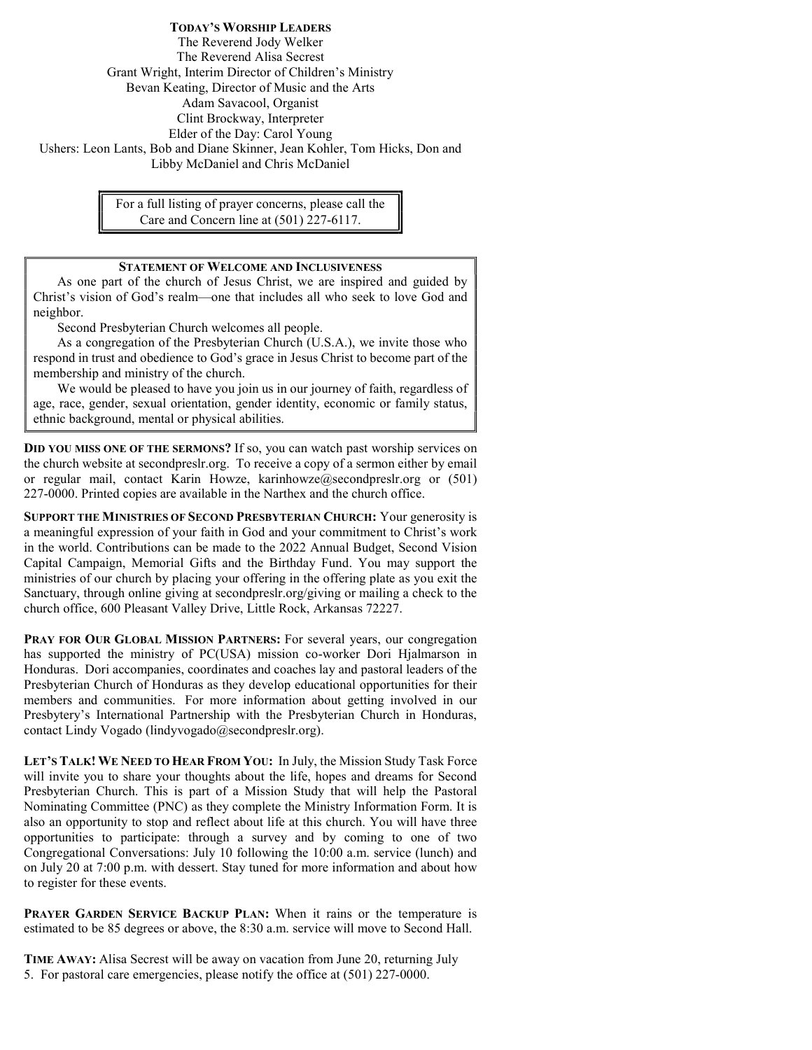### Today's Worship Leaders

The Reverend Jody Welker
The Reverend Alisa Secrest
Grant Wright, Interim Director of Children's Ministry
Bevan Keating, Director of Music and the Arts
Adam Savacool, Organist
Clint Brockway, Interpreter
Elder of the Day: Carol Young
Ushers: Leon Lants, Bob and Diane Skinner, Jean Kohler, Tom Hicks, Don and Libby McDaniel and Chris McDaniel

For a full listing of prayer concerns, please call the Care and Concern line at (501) 227-6117.

### Statement of Welcome and Inclusiveness

As one part of the church of Jesus Christ, we are inspired and guided by Christ's vision of God's realm—one that includes all who seek to love God and neighbor.

Second Presbyterian Church welcomes all people.

As a congregation of the Presbyterian Church (U.S.A.), we invite those who respond in trust and obedience to God's grace in Jesus Christ to become part of the membership and ministry of the church.

We would be pleased to have you join us in our journey of faith, regardless of age, race, gender, sexual orientation, gender identity, economic or family status, ethnic background, mental or physical abilities.

**Did you miss one of the sermons?** If so, you can watch past worship services on the church website at secondpreslr.org. To receive a copy of a sermon either by email or regular mail, contact Karin Howze, karinhowze@secondpreslr.org or (501) 227-0000. Printed copies are available in the Narthex and the church office.

**Support the Ministries of Second Presbyterian Church:** Your generosity is a meaningful expression of your faith in God and your commitment to Christ's work in the world. Contributions can be made to the 2022 Annual Budget, Second Vision Capital Campaign, Memorial Gifts and the Birthday Fund. You may support the ministries of our church by placing your offering in the offering plate as you exit the Sanctuary, through online giving at secondpreslr.org/giving or mailing a check to the church office, 600 Pleasant Valley Drive, Little Rock, Arkansas 72227.

**Pray for Our Global Mission Partners:** For several years, our congregation has supported the ministry of PC(USA) mission co-worker Dori Hjalmarson in Honduras. Dori accompanies, coordinates and coaches lay and pastoral leaders of the Presbyterian Church of Honduras as they develop educational opportunities for their members and communities. For more information about getting involved in our Presbytery's International Partnership with the Presbyterian Church in Honduras, contact Lindy Vogado (lindyvogado@secondpreslr.org).

**Let's Talk! We Need to Hear From You:** In July, the Mission Study Task Force will invite you to share your thoughts about the life, hopes and dreams for Second Presbyterian Church. This is part of a Mission Study that will help the Pastoral Nominating Committee (PNC) as they complete the Ministry Information Form. It is also an opportunity to stop and reflect about life at this church. You will have three opportunities to participate: through a survey and by coming to one of two Congregational Conversations: July 10 following the 10:00 a.m. service (lunch) and on July 20 at 7:00 p.m. with dessert. Stay tuned for more information and about how to register for these events.

**Prayer Garden Service Backup Plan:** When it rains or the temperature is estimated to be 85 degrees or above, the 8:30 a.m. service will move to Second Hall.

**Time Away:** Alisa Secrest will be away on vacation from June 20, returning July 5. For pastoral care emergencies, please notify the office at (501) 227-0000.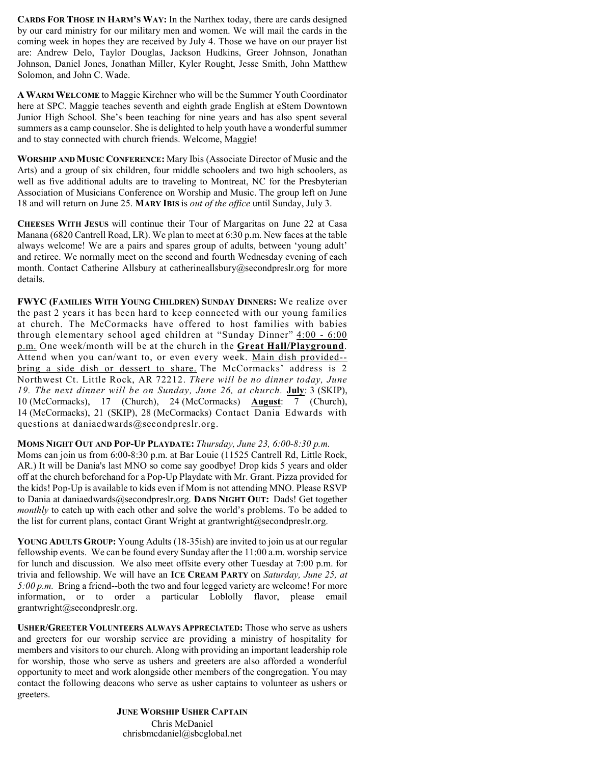**CARDS FOR THOSE IN HARM'S WAY:** In the Narthex today, there are cards designed by our card ministry for our military men and women. We will mail the cards in the coming week in hopes they are received by July 4. Those we have on our prayer list are: Andrew Delo, Taylor Douglas, Jackson Hudkins, Greer Johnson, Jonathan Johnson, Daniel Jones, Jonathan Miller, Kyler Rought, Jesse Smith, John Matthew Solomon, and John C. Wade.

**A WARM WELCOME** to Maggie Kirchner who will be the Summer Youth Coordinator here at SPC. Maggie teaches seventh and eighth grade English at eStem Downtown Junior High School. She's been teaching for nine years and has also spent several summers as a camp counselor. She is delighted to help youth have a wonderful summer and to stay connected with church friends. Welcome, Maggie!

**WORSHIP AND MUSIC CONFERENCE:** Mary Ibis (Associate Director of Music and the Arts) and a group of six children, four middle schoolers and two high schoolers, as well as five additional adults are to traveling to Montreat, NC for the Presbyterian Association of Musicians Conference on Worship and Music. The group left on June 18 and will return on June 25. **MARY IBIS** is *out of the office* until Sunday, July 3.

**CHEESES WITH JESUS** will continue their Tour of Margaritas on June 22 at Casa Manana (6820 Cantrell Road, LR). We plan to meet at 6:30 p.m. New faces at the table always welcome! We are a pairs and spares group of adults, between 'young adult' and retiree. We normally meet on the second and fourth Wednesday evening of each month. Contact Catherine Allsbury at catherineallsbury@secondpreslr.org for more details.

**FWYC (FAMILIES WITH YOUNG CHILDREN) SUNDAY DINNERS:** We realize over the past 2 years it has been hard to keep connected with our young families at church. The McCormacks have offered to host families with babies through elementary school aged children at "Sunday Dinner" <u>4:00 - 6:00 p.m.</u> One week/month will be at the church in the **<u>Great Hall/Playground</u>**. Attend when you can/want to, or even every week. <u>Main dish provided--bring a side dish or dessert to share.</u> The McCormacks' address is 2 Northwest Ct. Little Rock, AR 72212. *There will be no dinner today, June 19. The next dinner will be on Sunday, June 26, at church.* **<u>July</u>**: 3 (SKIP), 10 (McCormacks), 17 (Church), 24 (McCormacks) **<u>August</u>**: 7 (Church), 14 (McCormacks), 21 (SKIP), 28 (McCormacks) Contact Dania Edwards with questions at daniaedwards@secondpreslr.org.

**MOMS NIGHT OUT AND POP-UP PLAYDATE:** *Thursday, June 23, 6:00-8:30 p.m.* Moms can join us from 6:00-8:30 p.m. at Bar Louie (11525 Cantrell Rd, Little Rock, AR.) It will be Dania's last MNO so come say goodbye! Drop kids 5 years and older off at the church beforehand for a Pop-Up Playdate with Mr. Grant. Pizza provided for the kids! Pop-Up is available to kids even if Mom is not attending MNO. Please RSVP to Dania at daniaedwards@secondpreslr.org. **DADS NIGHT OUT:** Dads! Get together *monthly* to catch up with each other and solve the world's problems. To be added to the list for current plans, contact Grant Wright at grantwright@secondpreslr.org.

**YOUNG ADULTS GROUP:** Young Adults (18-35ish) are invited to join us at our regular fellowship events. We can be found every Sunday after the 11:00 a.m. worship service for lunch and discussion. We also meet offsite every other Tuesday at 7:00 p.m. for trivia and fellowship. We will have an **ICE CREAM PARTY** on *Saturday, June 25, at 5:00 p.m.* Bring a friend--both the two and four legged variety are welcome! For more information, or to order a particular Loblolly flavor, please email grantwright@secondpreslr.org.

**USHER/GREETER VOLUNTEERS ALWAYS APPRECIATED:** Those who serve as ushers and greeters for our worship service are providing a ministry of hospitality for members and visitors to our church. Along with providing an important leadership role for worship, those who serve as ushers and greeters are also afforded a wonderful opportunity to meet and work alongside other members of the congregation. You may contact the following deacons who serve as usher captains to volunteer as ushers or greeters.

**JUNE WORSHIP USHER CAPTAIN**
Chris McDaniel
chrisbmcdaniel@sbcglobal.net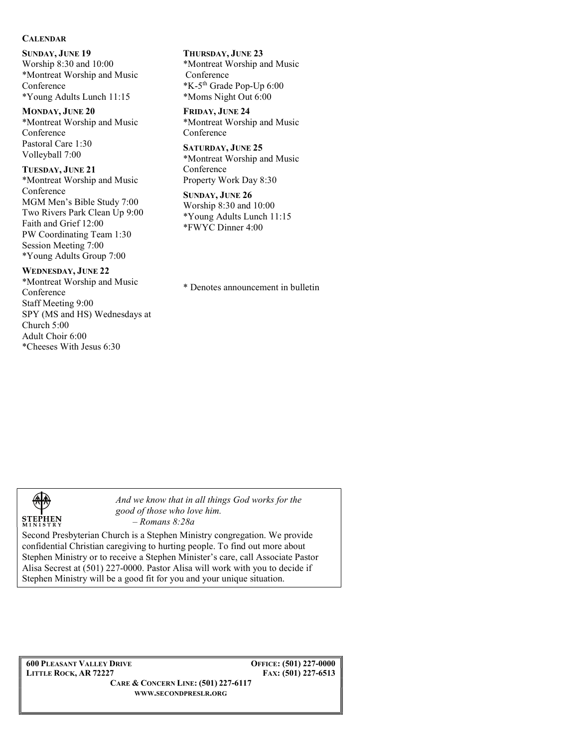## CALENDAR

**SUNDAY, JUNE 19**
Worship 8:30 and 10:00
*Montreat Worship and Music Conference
*Young Adults Lunch 11:15

**MONDAY, JUNE 20**
*Montreat Worship and Music Conference
Pastoral Care 1:30
Volleyball 7:00

**TUESDAY, JUNE 21**
*Montreat Worship and Music Conference
MGM Men's Bible Study 7:00
Two Rivers Park Clean Up 9:00
Faith and Grief 12:00
PW Coordinating Team 1:30
Session Meeting 7:00
*Young Adults Group 7:00

**WEDNESDAY, JUNE 22**
*Montreat Worship and Music Conference
Staff Meeting 9:00
SPY (MS and HS) Wednesdays at Church 5:00
Adult Choir 6:00
*Cheeses With Jesus 6:30

**THURSDAY, JUNE 23**
*Montreat Worship and Music Conference
*K-5th Grade Pop-Up 6:00
*Moms Night Out 6:00

**FRIDAY, JUNE 24**
*Montreat Worship and Music Conference

**SATURDAY, JUNE 25**
*Montreat Worship and Music Conference
Property Work Day 8:30

**SUNDAY, JUNE 26**
Worship 8:30 and 10:00
*Young Adults Lunch 11:15
*FWYC Dinner 4:00

* Denotes announcement in bulletin

---

STEPHEN MINISTRY

*And we know that in all things God works for the good of those who love him.*
*– Romans 8:28a*

Second Presbyterian Church is a Stephen Ministry congregation. We provide confidential Christian caregiving to hurting people. To find out more about Stephen Ministry or to receive a Stephen Minister's care, call Associate Pastor Alisa Secrest at (501) 227-0000. Pastor Alisa will work with you to decide if Stephen Ministry will be a good fit for you and your unique situation.

---

**600 PLEASANT VALLEY DRIVE**
**LITTLE ROCK, AR 72227**
**OFFICE: (501) 227-0000**
**FAX: (501) 227-6513**
**CARE & CONCERN LINE: (501) 227-6117**
**WWW.SECONDPRESLR.ORG**